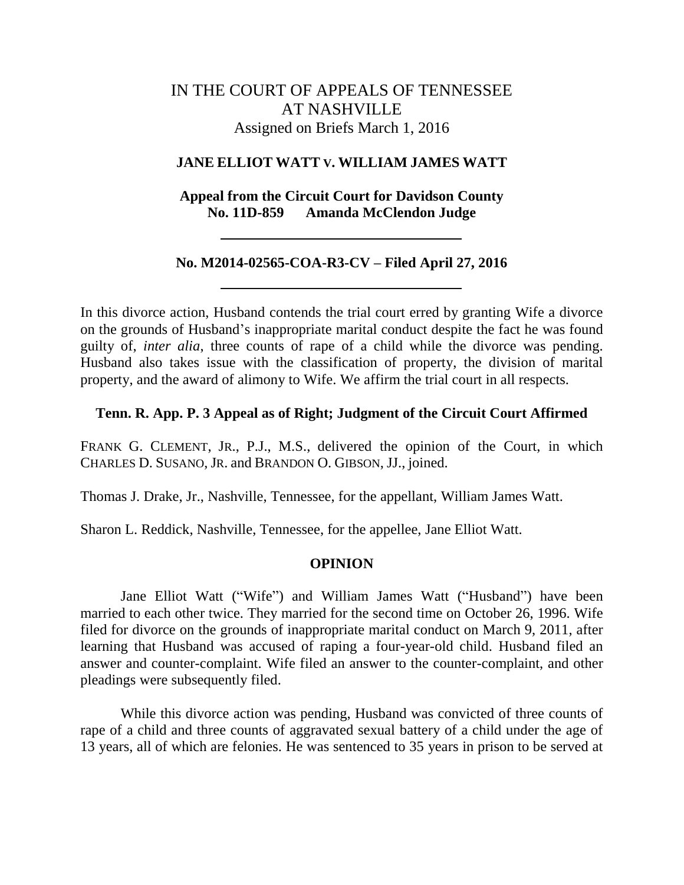# IN THE COURT OF APPEALS OF TENNESSEE AT NASHVILLE

Assigned on Briefs March 1, 2016

**JANE ELLIOT WATT V. WILLIAM JAMES WATT**

**Appeal from the Circuit Court for Davidson County**
**No. 11D-859 Amanda McClendon Judge**

---

**No. M2014-02565-COA-R3-CV – Filed April 27, 2016**

---

In this divorce action, Husband contends the trial court erred by granting Wife a divorce on the grounds of Husband's inappropriate marital conduct despite the fact he was found guilty of, *inter alia*, three counts of rape of a child while the divorce was pending. Husband also takes issue with the classification of property, the division of marital property, and the award of alimony to Wife. We affirm the trial court in all respects.

**Tenn. R. App. P. 3 Appeal as of Right; Judgment of the Circuit Court Affirmed**

FRANK G. CLEMENT, JR., P.J., M.S., delivered the opinion of the Court, in which CHARLES D. SUSANO, JR. and BRANDON O. GIBSON, JJ., joined.

Thomas J. Drake, Jr., Nashville, Tennessee, for the appellant, William James Watt.

Sharon L. Reddick, Nashville, Tennessee, for the appellee, Jane Elliot Watt.

## OPINION

Jane Elliot Watt ("Wife") and William James Watt ("Husband") have been married to each other twice. They married for the second time on October 26, 1996. Wife filed for divorce on the grounds of inappropriate marital conduct on March 9, 2011, after learning that Husband was accused of raping a four-year-old child. Husband filed an answer and counter-complaint. Wife filed an answer to the counter-complaint, and other pleadings were subsequently filed.

While this divorce action was pending, Husband was convicted of three counts of rape of a child and three counts of aggravated sexual battery of a child under the age of 13 years, all of which are felonies. He was sentenced to 35 years in prison to be served at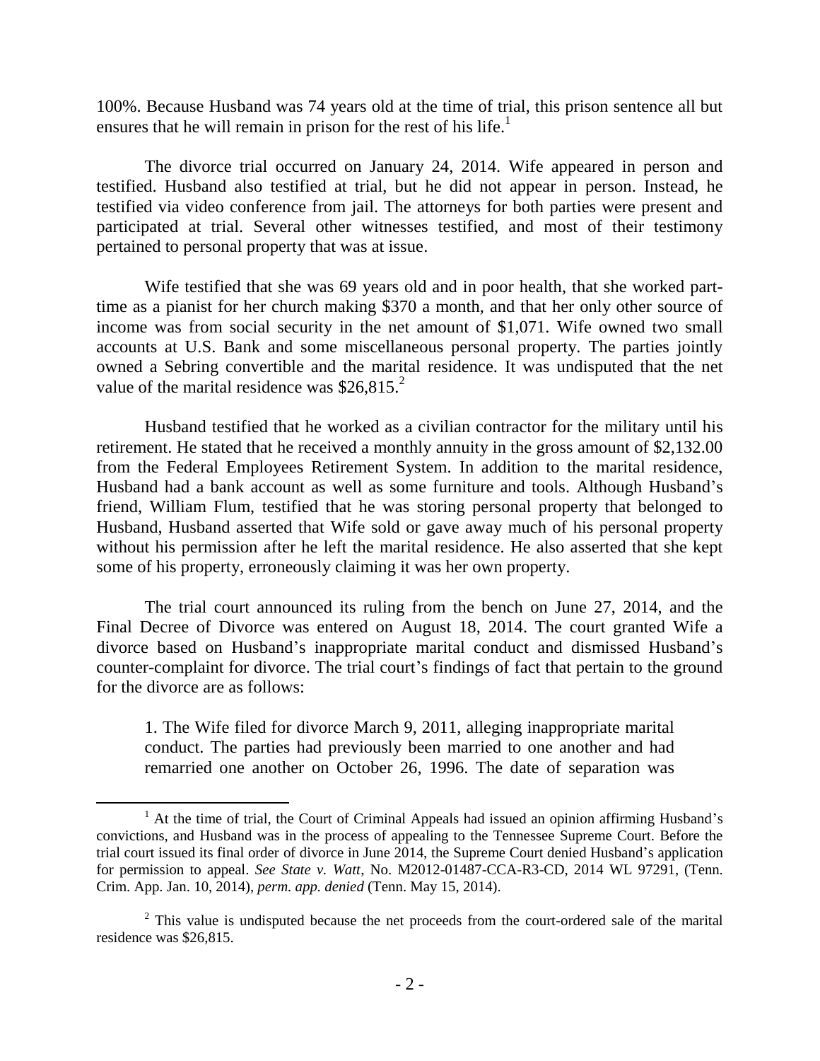100%. Because Husband was 74 years old at the time of trial, this prison sentence all but ensures that he will remain in prison for the rest of his life.[1]

The divorce trial occurred on January 24, 2014. Wife appeared in person and testified. Husband also testified at trial, but he did not appear in person. Instead, he testified via video conference from jail. The attorneys for both parties were present and participated at trial. Several other witnesses testified, and most of their testimony pertained to personal property that was at issue.

Wife testified that she was 69 years old and in poor health, that she worked part-time as a pianist for her church making $370 a month, and that her only other source of income was from social security in the net amount of $1,071. Wife owned two small accounts at U.S. Bank and some miscellaneous personal property. The parties jointly owned a Sebring convertible and the marital residence. It was undisputed that the net value of the marital residence was $26,815.[2]

Husband testified that he worked as a civilian contractor for the military until his retirement. He stated that he received a monthly annuity in the gross amount of $2,132.00 from the Federal Employees Retirement System. In addition to the marital residence, Husband had a bank account as well as some furniture and tools. Although Husband's friend, William Flum, testified that he was storing personal property that belonged to Husband, Husband asserted that Wife sold or gave away much of his personal property without his permission after he left the marital residence. He also asserted that she kept some of his property, erroneously claiming it was her own property.

The trial court announced its ruling from the bench on June 27, 2014, and the Final Decree of Divorce was entered on August 18, 2014. The court granted Wife a divorce based on Husband's inappropriate marital conduct and dismissed Husband's counter-complaint for divorce. The trial court's findings of fact that pertain to the ground for the divorce are as follows:

> 1. The Wife filed for divorce March 9, 2011, alleging inappropriate marital conduct. The parties had previously been married to one another and had remarried one another on October 26, 1996. The date of separation was

---

[1] At the time of trial, the Court of Criminal Appeals had issued an opinion affirming Husband's convictions, and Husband was in the process of appealing to the Tennessee Supreme Court. Before the trial court issued its final order of divorce in June 2014, the Supreme Court denied Husband's application for permission to appeal. *See State v. Watt*, No. M2012-01487-CCA-R3-CD, 2014 WL 97291, (Tenn. Crim. App. Jan. 10, 2014), *perm. app. denied* (Tenn. May 15, 2014).

[2] This value is undisputed because the net proceeds from the court-ordered sale of the marital residence was $26,815.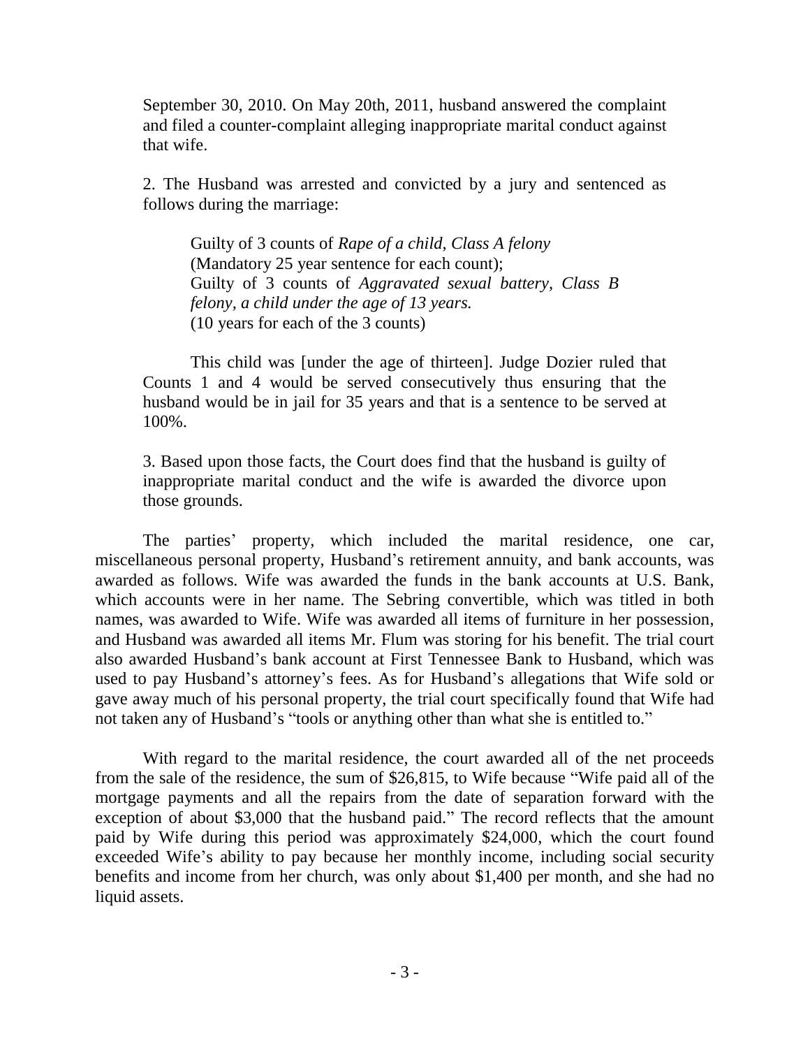September 30, 2010. On May 20th, 2011, husband answered the complaint and filed a counter-complaint alleging inappropriate marital conduct against that wife.

2. The Husband was arrested and convicted by a jury and sentenced as follows during the marriage:

> Guilty of 3 counts of *Rape of a child, Class A felony* (Mandatory 25 year sentence for each count);
> Guilty of 3 counts of *Aggravated sexual battery, Class B felony, a child under the age of 13 years.* (10 years for each of the 3 counts)

This child was [under the age of thirteen]. Judge Dozier ruled that Counts 1 and 4 would be served consecutively thus ensuring that the husband would be in jail for 35 years and that is a sentence to be served at 100%.

3. Based upon those facts, the Court does find that the husband is guilty of inappropriate marital conduct and the wife is awarded the divorce upon those grounds.

The parties' property, which included the marital residence, one car, miscellaneous personal property, Husband's retirement annuity, and bank accounts, was awarded as follows. Wife was awarded the funds in the bank accounts at U.S. Bank, which accounts were in her name. The Sebring convertible, which was titled in both names, was awarded to Wife. Wife was awarded all items of furniture in her possession, and Husband was awarded all items Mr. Flum was storing for his benefit. The trial court also awarded Husband's bank account at First Tennessee Bank to Husband, which was used to pay Husband's attorney's fees. As for Husband's allegations that Wife sold or gave away much of his personal property, the trial court specifically found that Wife had not taken any of Husband's "tools or anything other than what she is entitled to."

With regard to the marital residence, the court awarded all of the net proceeds from the sale of the residence, the sum of $26,815, to Wife because "Wife paid all of the mortgage payments and all the repairs from the date of separation forward with the exception of about $3,000 that the husband paid." The record reflects that the amount paid by Wife during this period was approximately $24,000, which the court found exceeded Wife's ability to pay because her monthly income, including social security benefits and income from her church, was only about $1,400 per month, and she had no liquid assets.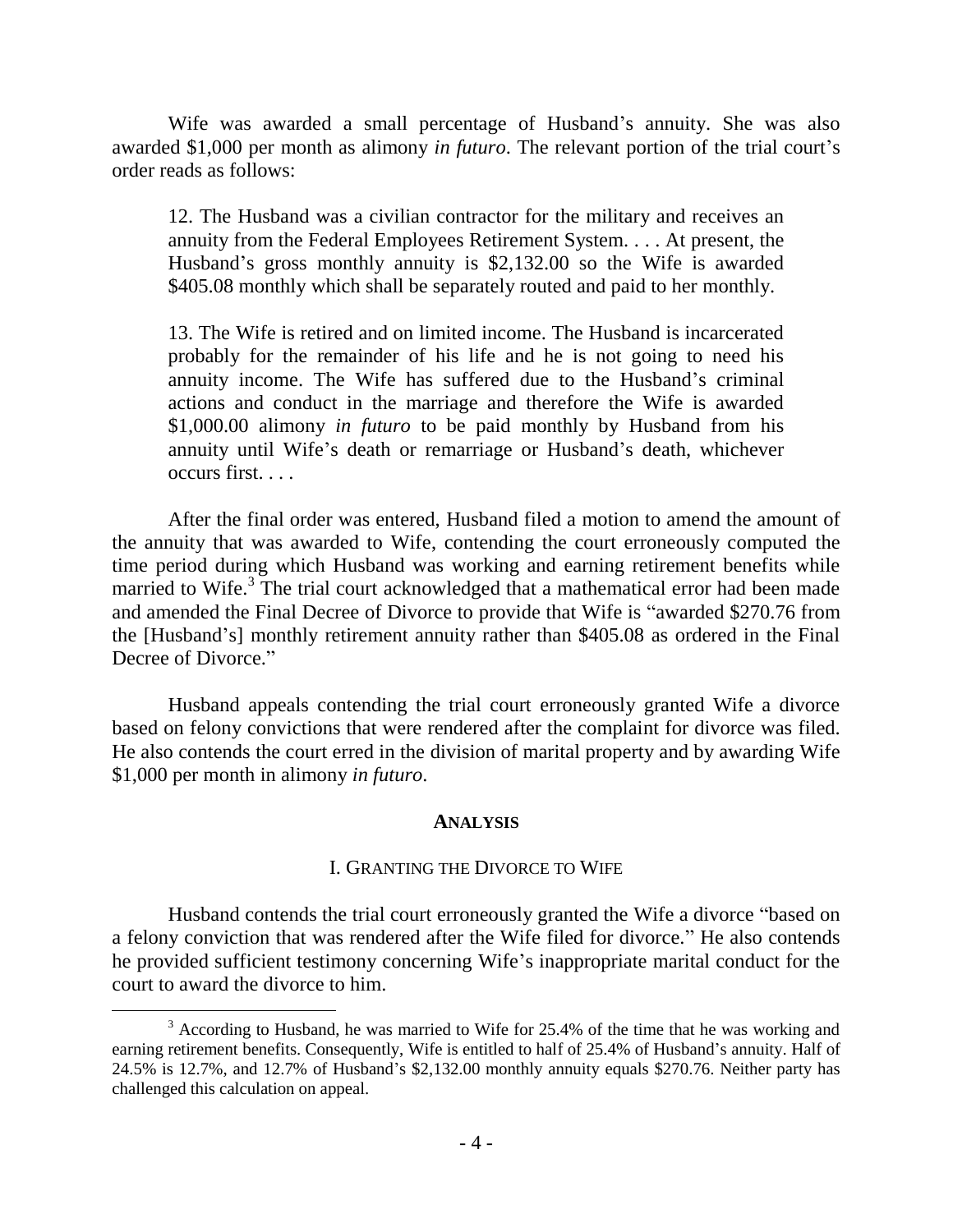Wife was awarded a small percentage of Husband's annuity. She was also awarded $1,000 per month as alimony *in futuro*. The relevant portion of the trial court's order reads as follows:

> 12. The Husband was a civilian contractor for the military and receives an annuity from the Federal Employees Retirement System. . . . At present, the Husband's gross monthly annuity is $2,132.00 so the Wife is awarded $405.08 monthly which shall be separately routed and paid to her monthly.
>
> 13. The Wife is retired and on limited income. The Husband is incarcerated probably for the remainder of his life and he is not going to need his annuity income. The Wife has suffered due to the Husband's criminal actions and conduct in the marriage and therefore the Wife is awarded $1,000.00 alimony *in futuro* to be paid monthly by Husband from his annuity until Wife's death or remarriage or Husband's death, whichever occurs first. . . .

After the final order was entered, Husband filed a motion to amend the amount of the annuity that was awarded to Wife, contending the court erroneously computed the time period during which Husband was working and earning retirement benefits while married to Wife.[3] The trial court acknowledged that a mathematical error had been made and amended the Final Decree of Divorce to provide that Wife is "awarded $270.76 from the [Husband's] monthly retirement annuity rather than $405.08 as ordered in the Final Decree of Divorce."

Husband appeals contending the trial court erroneously granted Wife a divorce based on felony convictions that were rendered after the complaint for divorce was filed. He also contends the court erred in the division of marital property and by awarding Wife $1,000 per month in alimony *in futuro*.

## ANALYSIS

### I. GRANTING THE DIVORCE TO WIFE

Husband contends the trial court erroneously granted the Wife a divorce "based on a felony conviction that was rendered after the Wife filed for divorce." He also contends he provided sufficient testimony concerning Wife's inappropriate marital conduct for the court to award the divorce to him.

---

[3] According to Husband, he was married to Wife for 25.4% of the time that he was working and earning retirement benefits. Consequently, Wife is entitled to half of 25.4% of Husband's annuity. Half of 24.5% is 12.7%, and 12.7% of Husband's $2,132.00 monthly annuity equals $270.76. Neither party has challenged this calculation on appeal.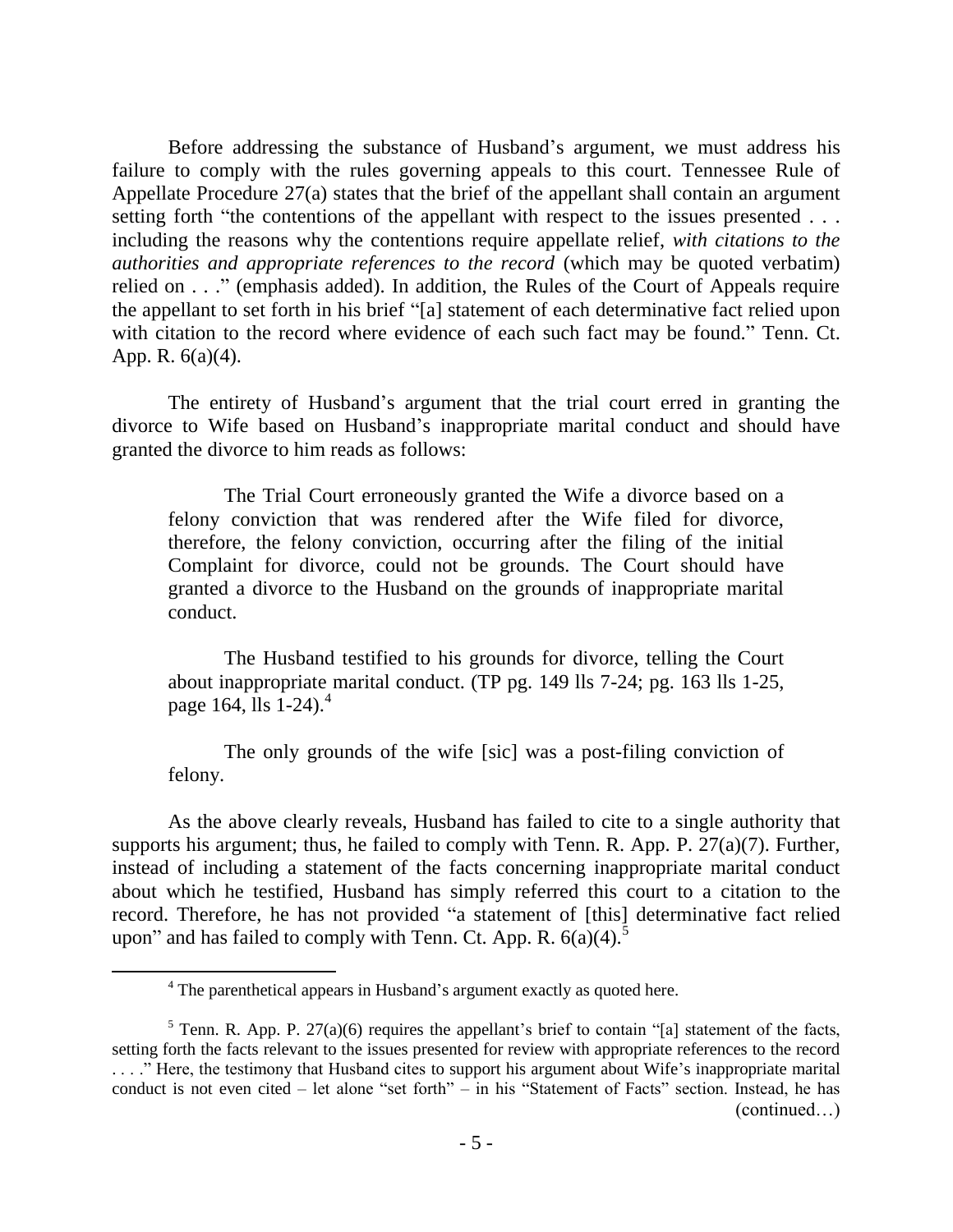Before addressing the substance of Husband's argument, we must address his failure to comply with the rules governing appeals to this court. Tennessee Rule of Appellate Procedure 27(a) states that the brief of the appellant shall contain an argument setting forth "the contentions of the appellant with respect to the issues presented . . . including the reasons why the contentions require appellate relief, *with citations to the authorities and appropriate references to the record* (which may be quoted verbatim) relied on . . ." (emphasis added). In addition, the Rules of the Court of Appeals require the appellant to set forth in his brief "[a] statement of each determinative fact relied upon with citation to the record where evidence of each such fact may be found." Tenn. Ct. App. R. 6(a)(4).

The entirety of Husband's argument that the trial court erred in granting the divorce to Wife based on Husband's inappropriate marital conduct and should have granted the divorce to him reads as follows:

> The Trial Court erroneously granted the Wife a divorce based on a felony conviction that was rendered after the Wife filed for divorce, therefore, the felony conviction, occurring after the filing of the initial Complaint for divorce, could not be grounds. The Court should have granted a divorce to the Husband on the grounds of inappropriate marital conduct.
>
> The Husband testified to his grounds for divorce, telling the Court about inappropriate marital conduct. (TP pg. 149 lls 7-24; pg. 163 lls 1-25, page 164, lls 1-24).[4]
>
> The only grounds of the wife [sic] was a post-filing conviction of felony.

As the above clearly reveals, Husband has failed to cite to a single authority that supports his argument; thus, he failed to comply with Tenn. R. App. P. 27(a)(7). Further, instead of including a statement of the facts concerning inappropriate marital conduct about which he testified, Husband has simply referred this court to a citation to the record. Therefore, he has not provided "a statement of [this] determinative fact relied upon" and has failed to comply with Tenn. Ct. App. R. 6(a)(4).[5]

---

[4] The parenthetical appears in Husband's argument exactly as quoted here.

[5] Tenn. R. App. P. 27(a)(6) requires the appellant's brief to contain "[a] statement of the facts, setting forth the facts relevant to the issues presented for review with appropriate references to the record . . . ." Here, the testimony that Husband cites to support his argument about Wife's inappropriate marital conduct is not even cited – let alone "set forth" – in his "Statement of Facts" section. Instead, he has (continued…)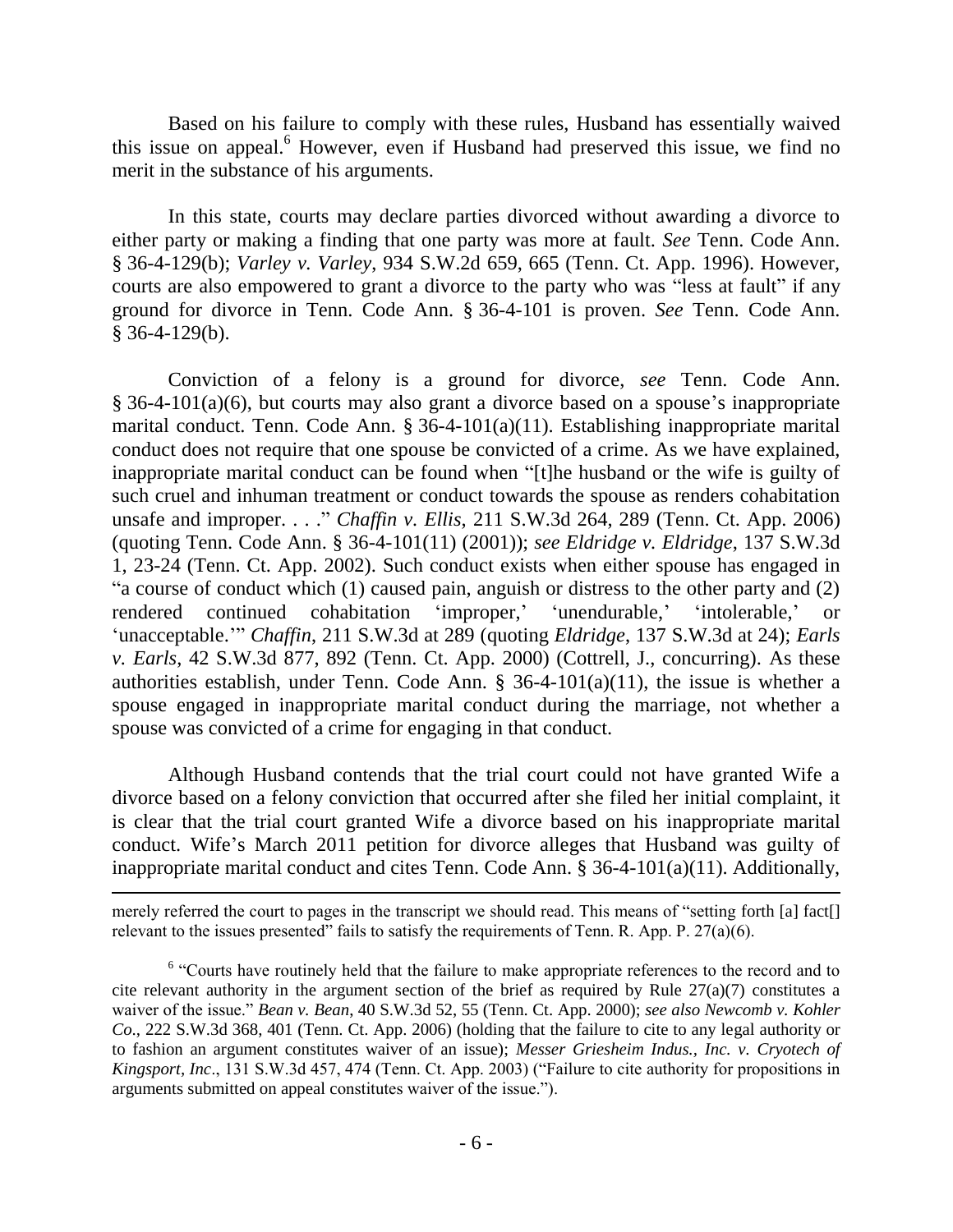Based on his failure to comply with these rules, Husband has essentially waived this issue on appeal.[6] However, even if Husband had preserved this issue, we find no merit in the substance of his arguments.

In this state, courts may declare parties divorced without awarding a divorce to either party or making a finding that one party was more at fault. *See* Tenn. Code Ann. § 36-4-129(b); *Varley v. Varley*, 934 S.W.2d 659, 665 (Tenn. Ct. App. 1996). However, courts are also empowered to grant a divorce to the party who was "less at fault" if any ground for divorce in Tenn. Code Ann. § 36-4-101 is proven. *See* Tenn. Code Ann. § 36-4-129(b).

Conviction of a felony is a ground for divorce, *see* Tenn. Code Ann. § 36-4-101(a)(6), but courts may also grant a divorce based on a spouse's inappropriate marital conduct. Tenn. Code Ann. § 36-4-101(a)(11). Establishing inappropriate marital conduct does not require that one spouse be convicted of a crime. As we have explained, inappropriate marital conduct can be found when "[t]he husband or the wife is guilty of such cruel and inhuman treatment or conduct towards the spouse as renders cohabitation unsafe and improper. . . ." *Chaffin v. Ellis*, 211 S.W.3d 264, 289 (Tenn. Ct. App. 2006) (quoting Tenn. Code Ann. § 36-4-101(11) (2001)); *see Eldridge v. Eldridge*, 137 S.W.3d 1, 23-24 (Tenn. Ct. App. 2002). Such conduct exists when either spouse has engaged in "a course of conduct which (1) caused pain, anguish or distress to the other party and (2) rendered continued cohabitation 'improper,' 'unendurable,' 'intolerable,' or 'unacceptable.'" *Chaffin*, 211 S.W.3d at 289 (quoting *Eldridge*, 137 S.W.3d at 24); *Earls v. Earls*, 42 S.W.3d 877, 892 (Tenn. Ct. App. 2000) (Cottrell, J., concurring). As these authorities establish, under Tenn. Code Ann. § 36-4-101(a)(11), the issue is whether a spouse engaged in inappropriate marital conduct during the marriage, not whether a spouse was convicted of a crime for engaging in that conduct.

Although Husband contends that the trial court could not have granted Wife a divorce based on a felony conviction that occurred after she filed her initial complaint, it is clear that the trial court granted Wife a divorce based on his inappropriate marital conduct. Wife's March 2011 petition for divorce alleges that Husband was guilty of inappropriate marital conduct and cites Tenn. Code Ann. § 36-4-101(a)(11). Additionally,

---

merely referred the court to pages in the transcript we should read. This means of "setting forth [a] fact[] relevant to the issues presented" fails to satisfy the requirements of Tenn. R. App. P. 27(a)(6).

[6] "Courts have routinely held that the failure to make appropriate references to the record and to cite relevant authority in the argument section of the brief as required by Rule 27(a)(7) constitutes a waiver of the issue." *Bean v. Bean*, 40 S.W.3d 52, 55 (Tenn. Ct. App. 2000); *see also Newcomb v. Kohler Co*., 222 S.W.3d 368, 401 (Tenn. Ct. App. 2006) (holding that the failure to cite to any legal authority or to fashion an argument constitutes waiver of an issue); *Messer Griesheim Indus., Inc. v. Cryotech of Kingsport, Inc*., 131 S.W.3d 457, 474 (Tenn. Ct. App. 2003) ("Failure to cite authority for propositions in arguments submitted on appeal constitutes waiver of the issue.").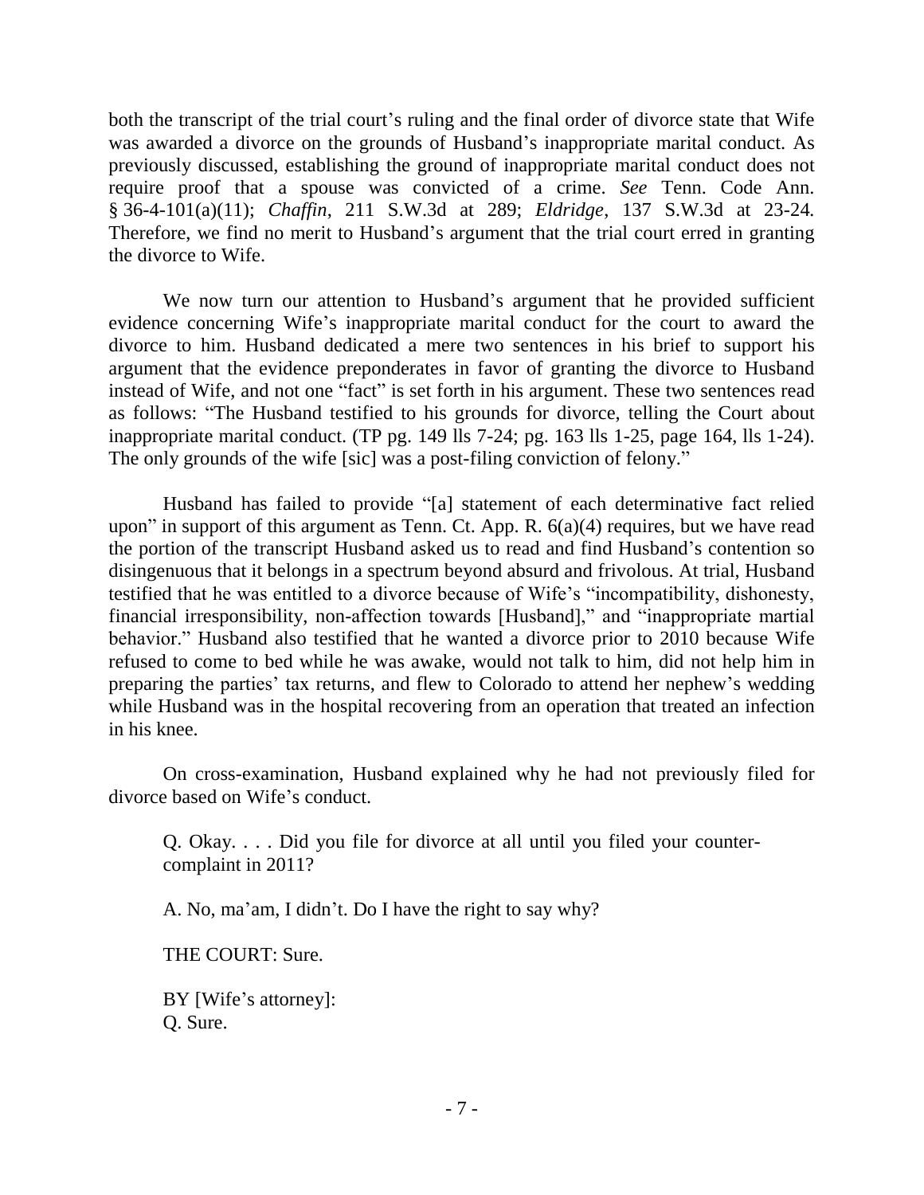both the transcript of the trial court's ruling and the final order of divorce state that Wife was awarded a divorce on the grounds of Husband's inappropriate marital conduct. As previously discussed, establishing the ground of inappropriate marital conduct does not require proof that a spouse was convicted of a crime. *See* Tenn. Code Ann. § 36-4-101(a)(11); *Chaffin*, 211 S.W.3d at 289; *Eldridge*, 137 S.W.3d at 23-24. Therefore, we find no merit to Husband's argument that the trial court erred in granting the divorce to Wife.

We now turn our attention to Husband's argument that he provided sufficient evidence concerning Wife's inappropriate marital conduct for the court to award the divorce to him. Husband dedicated a mere two sentences in his brief to support his argument that the evidence preponderates in favor of granting the divorce to Husband instead of Wife, and not one "fact" is set forth in his argument. These two sentences read as follows: "The Husband testified to his grounds for divorce, telling the Court about inappropriate marital conduct. (TP pg. 149 lls 7-24; pg. 163 lls 1-25, page 164, lls 1-24). The only grounds of the wife [sic] was a post-filing conviction of felony."

Husband has failed to provide "[a] statement of each determinative fact relied upon" in support of this argument as Tenn. Ct. App. R. 6(a)(4) requires, but we have read the portion of the transcript Husband asked us to read and find Husband's contention so disingenuous that it belongs in a spectrum beyond absurd and frivolous. At trial, Husband testified that he was entitled to a divorce because of Wife's "incompatibility, dishonesty, financial irresponsibility, non-affection towards [Husband]," and "inappropriate martial behavior." Husband also testified that he wanted a divorce prior to 2010 because Wife refused to come to bed while he was awake, would not talk to him, did not help him in preparing the parties' tax returns, and flew to Colorado to attend her nephew's wedding while Husband was in the hospital recovering from an operation that treated an infection in his knee.

On cross-examination, Husband explained why he had not previously filed for divorce based on Wife's conduct.

> Q. Okay. . . . Did you file for divorce at all until you filed your counter-complaint in 2011?
>
> A. No, ma'am, I didn't. Do I have the right to say why?
>
> THE COURT: Sure.
>
> BY [Wife's attorney]:
> Q. Sure.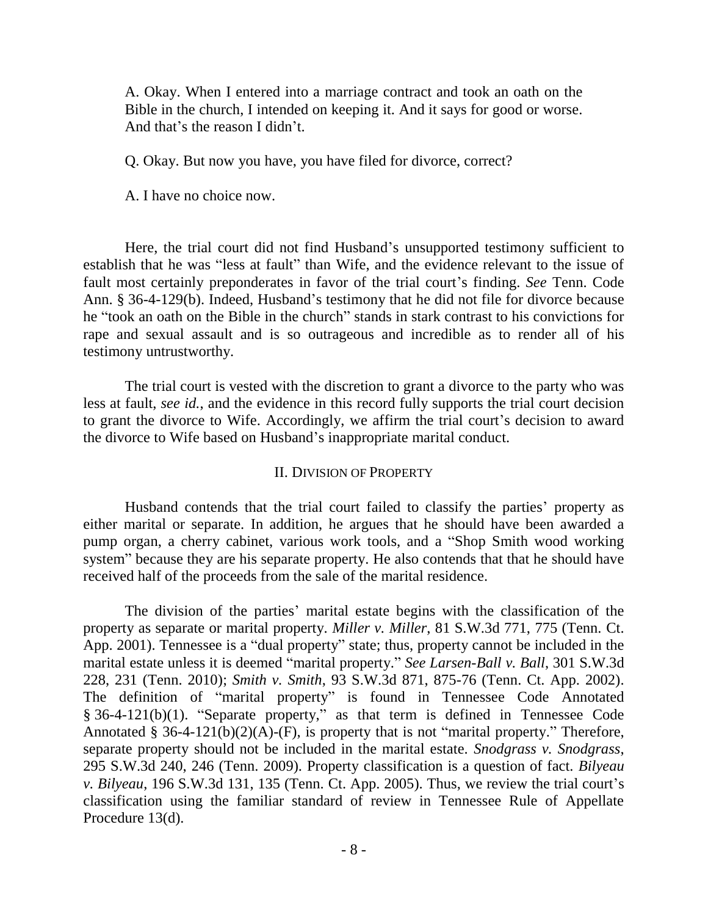A. Okay. When I entered into a marriage contract and took an oath on the Bible in the church, I intended on keeping it. And it says for good or worse. And that's the reason I didn't.

Q. Okay. But now you have, you have filed for divorce, correct?

A. I have no choice now.

Here, the trial court did not find Husband's unsupported testimony sufficient to establish that he was "less at fault" than Wife, and the evidence relevant to the issue of fault most certainly preponderates in favor of the trial court's finding. *See* Tenn. Code Ann. § 36-4-129(b). Indeed, Husband's testimony that he did not file for divorce because he "took an oath on the Bible in the church" stands in stark contrast to his convictions for rape and sexual assault and is so outrageous and incredible as to render all of his testimony untrustworthy.

The trial court is vested with the discretion to grant a divorce to the party who was less at fault, *see id.*, and the evidence in this record fully supports the trial court decision to grant the divorce to Wife. Accordingly, we affirm the trial court's decision to award the divorce to Wife based on Husband's inappropriate marital conduct.

## II. Division of Property

Husband contends that the trial court failed to classify the parties' property as either marital or separate. In addition, he argues that he should have been awarded a pump organ, a cherry cabinet, various work tools, and a "Shop Smith wood working system" because they are his separate property. He also contends that that he should have received half of the proceeds from the sale of the marital residence.

The division of the parties' marital estate begins with the classification of the property as separate or marital property. *Miller v. Miller*, 81 S.W.3d 771, 775 (Tenn. Ct. App. 2001). Tennessee is a "dual property" state; thus, property cannot be included in the marital estate unless it is deemed "marital property." *See Larsen-Ball v. Ball*, 301 S.W.3d 228, 231 (Tenn. 2010); *Smith v. Smith*, 93 S.W.3d 871, 875-76 (Tenn. Ct. App. 2002). The definition of "marital property" is found in Tennessee Code Annotated § 36-4-121(b)(1). "Separate property," as that term is defined in Tennessee Code Annotated § 36-4-121(b)(2)(A)-(F), is property that is not "marital property." Therefore, separate property should not be included in the marital estate. *Snodgrass v. Snodgrass*, 295 S.W.3d 240, 246 (Tenn. 2009). Property classification is a question of fact. *Bilyeau v. Bilyeau*, 196 S.W.3d 131, 135 (Tenn. Ct. App. 2005). Thus, we review the trial court's classification using the familiar standard of review in Tennessee Rule of Appellate Procedure 13(d).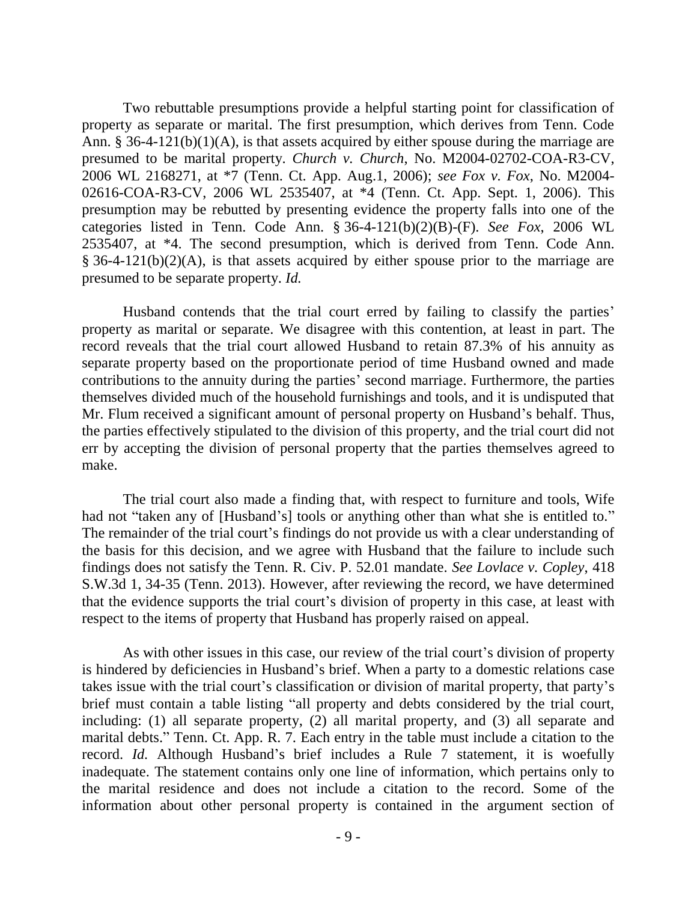Two rebuttable presumptions provide a helpful starting point for classification of property as separate or marital. The first presumption, which derives from Tenn. Code Ann. § 36-4-121(b)(1)(A), is that assets acquired by either spouse during the marriage are presumed to be marital property. *Church v. Church*, No. M2004-02702-COA-R3-CV, 2006 WL 2168271, at *7 (Tenn. Ct. App. Aug.1, 2006); *see Fox v. Fox*, No. M2004-02616-COA-R3-CV, 2006 WL 2535407, at *4 (Tenn. Ct. App. Sept. 1, 2006). This presumption may be rebutted by presenting evidence the property falls into one of the categories listed in Tenn. Code Ann. § 36-4-121(b)(2)(B)-(F). *See Fox*, 2006 WL 2535407, at *4. The second presumption, which is derived from Tenn. Code Ann. § 36-4-121(b)(2)(A), is that assets acquired by either spouse prior to the marriage are presumed to be separate property. *Id.*

Husband contends that the trial court erred by failing to classify the parties' property as marital or separate. We disagree with this contention, at least in part. The record reveals that the trial court allowed Husband to retain 87.3% of his annuity as separate property based on the proportionate period of time Husband owned and made contributions to the annuity during the parties' second marriage. Furthermore, the parties themselves divided much of the household furnishings and tools, and it is undisputed that Mr. Flum received a significant amount of personal property on Husband's behalf. Thus, the parties effectively stipulated to the division of this property, and the trial court did not err by accepting the division of personal property that the parties themselves agreed to make.

The trial court also made a finding that, with respect to furniture and tools, Wife had not "taken any of [Husband's] tools or anything other than what she is entitled to." The remainder of the trial court's findings do not provide us with a clear understanding of the basis for this decision, and we agree with Husband that the failure to include such findings does not satisfy the Tenn. R. Civ. P. 52.01 mandate. *See Lovlace v. Copley*, 418 S.W.3d 1, 34-35 (Tenn. 2013). However, after reviewing the record, we have determined that the evidence supports the trial court's division of property in this case, at least with respect to the items of property that Husband has properly raised on appeal.

As with other issues in this case, our review of the trial court's division of property is hindered by deficiencies in Husband's brief. When a party to a domestic relations case takes issue with the trial court's classification or division of marital property, that party's brief must contain a table listing "all property and debts considered by the trial court, including: (1) all separate property, (2) all marital property, and (3) all separate and marital debts." Tenn. Ct. App. R. 7. Each entry in the table must include a citation to the record. *Id.* Although Husband's brief includes a Rule 7 statement, it is woefully inadequate. The statement contains only one line of information, which pertains only to the marital residence and does not include a citation to the record. Some of the information about other personal property is contained in the argument section of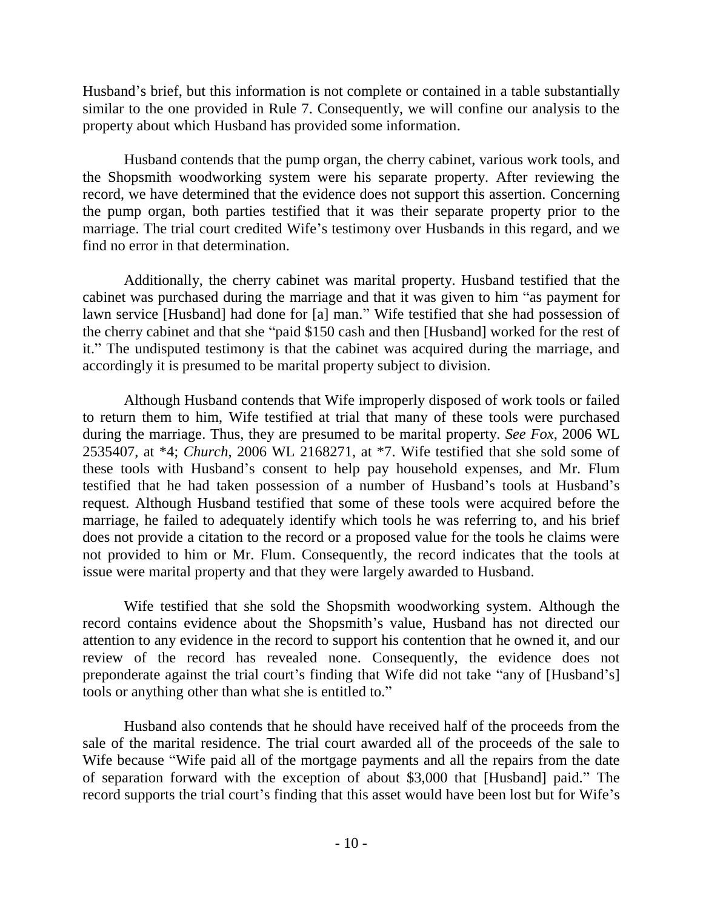Husband's brief, but this information is not complete or contained in a table substantially similar to the one provided in Rule 7. Consequently, we will confine our analysis to the property about which Husband has provided some information.

Husband contends that the pump organ, the cherry cabinet, various work tools, and the Shopsmith woodworking system were his separate property. After reviewing the record, we have determined that the evidence does not support this assertion. Concerning the pump organ, both parties testified that it was their separate property prior to the marriage. The trial court credited Wife's testimony over Husbands in this regard, and we find no error in that determination.

Additionally, the cherry cabinet was marital property. Husband testified that the cabinet was purchased during the marriage and that it was given to him "as payment for lawn service [Husband] had done for [a] man." Wife testified that she had possession of the cherry cabinet and that she "paid $150 cash and then [Husband] worked for the rest of it." The undisputed testimony is that the cabinet was acquired during the marriage, and accordingly it is presumed to be marital property subject to division.

Although Husband contends that Wife improperly disposed of work tools or failed to return them to him, Wife testified at trial that many of these tools were purchased during the marriage. Thus, they are presumed to be marital property. *See Fox*, 2006 WL 2535407, at *4; *Church*, 2006 WL 2168271, at *7. Wife testified that she sold some of these tools with Husband's consent to help pay household expenses, and Mr. Flum testified that he had taken possession of a number of Husband's tools at Husband's request. Although Husband testified that some of these tools were acquired before the marriage, he failed to adequately identify which tools he was referring to, and his brief does not provide a citation to the record or a proposed value for the tools he claims were not provided to him or Mr. Flum. Consequently, the record indicates that the tools at issue were marital property and that they were largely awarded to Husband.

Wife testified that she sold the Shopsmith woodworking system. Although the record contains evidence about the Shopsmith's value, Husband has not directed our attention to any evidence in the record to support his contention that he owned it, and our review of the record has revealed none. Consequently, the evidence does not preponderate against the trial court's finding that Wife did not take "any of [Husband's] tools or anything other than what she is entitled to."

Husband also contends that he should have received half of the proceeds from the sale of the marital residence. The trial court awarded all of the proceeds of the sale to Wife because "Wife paid all of the mortgage payments and all the repairs from the date of separation forward with the exception of about $3,000 that [Husband] paid." The record supports the trial court's finding that this asset would have been lost but for Wife's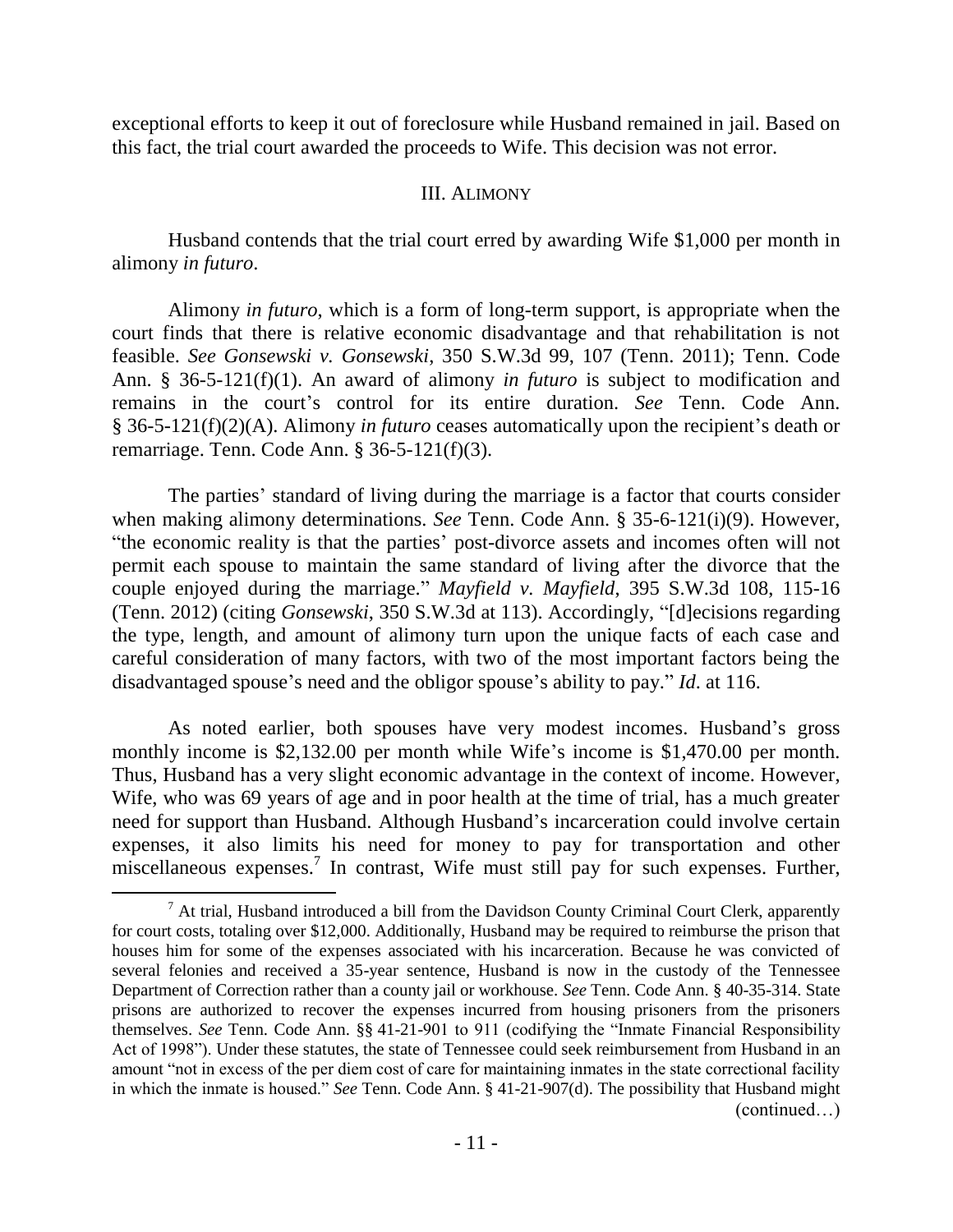exceptional efforts to keep it out of foreclosure while Husband remained in jail. Based on this fact, the trial court awarded the proceeds to Wife. This decision was not error.

## III. ALIMONY

Husband contends that the trial court erred by awarding Wife $1,000 per month in alimony *in futuro*.

Alimony *in futuro*, which is a form of long-term support, is appropriate when the court finds that there is relative economic disadvantage and that rehabilitation is not feasible. *See Gonsewski v. Gonsewski*, 350 S.W.3d 99, 107 (Tenn. 2011); Tenn. Code Ann. § 36-5-121(f)(1). An award of alimony *in futuro* is subject to modification and remains in the court's control for its entire duration. *See* Tenn. Code Ann. § 36-5-121(f)(2)(A). Alimony *in futuro* ceases automatically upon the recipient's death or remarriage. Tenn. Code Ann. § 36-5-121(f)(3).

The parties' standard of living during the marriage is a factor that courts consider when making alimony determinations. *See* Tenn. Code Ann. § 35-6-121(i)(9). However, "the economic reality is that the parties' post-divorce assets and incomes often will not permit each spouse to maintain the same standard of living after the divorce that the couple enjoyed during the marriage." *Mayfield v. Mayfield*, 395 S.W.3d 108, 115-16 (Tenn. 2012) (citing *Gonsewski*, 350 S.W.3d at 113). Accordingly, "[d]ecisions regarding the type, length, and amount of alimony turn upon the unique facts of each case and careful consideration of many factors, with two of the most important factors being the disadvantaged spouse's need and the obligor spouse's ability to pay." *Id*. at 116.

As noted earlier, both spouses have very modest incomes. Husband's gross monthly income is $2,132.00 per month while Wife's income is $1,470.00 per month. Thus, Husband has a very slight economic advantage in the context of income. However, Wife, who was 69 years of age and in poor health at the time of trial, has a much greater need for support than Husband. Although Husband's incarceration could involve certain expenses, it also limits his need for money to pay for transportation and other miscellaneous expenses.[7] In contrast, Wife must still pay for such expenses. Further,

---

[7] At trial, Husband introduced a bill from the Davidson County Criminal Court Clerk, apparently for court costs, totaling over $12,000. Additionally, Husband may be required to reimburse the prison that houses him for some of the expenses associated with his incarceration. Because he was convicted of several felonies and received a 35-year sentence, Husband is now in the custody of the Tennessee Department of Correction rather than a county jail or workhouse. *See* Tenn. Code Ann. § 40-35-314. State prisons are authorized to recover the expenses incurred from housing prisoners from the prisoners themselves. *See* Tenn. Code Ann. §§ 41-21-901 to 911 (codifying the "Inmate Financial Responsibility Act of 1998"). Under these statutes, the state of Tennessee could seek reimbursement from Husband in an amount "not in excess of the per diem cost of care for maintaining inmates in the state correctional facility in which the inmate is housed." *See* Tenn. Code Ann. § 41-21-907(d). The possibility that Husband might (continued…)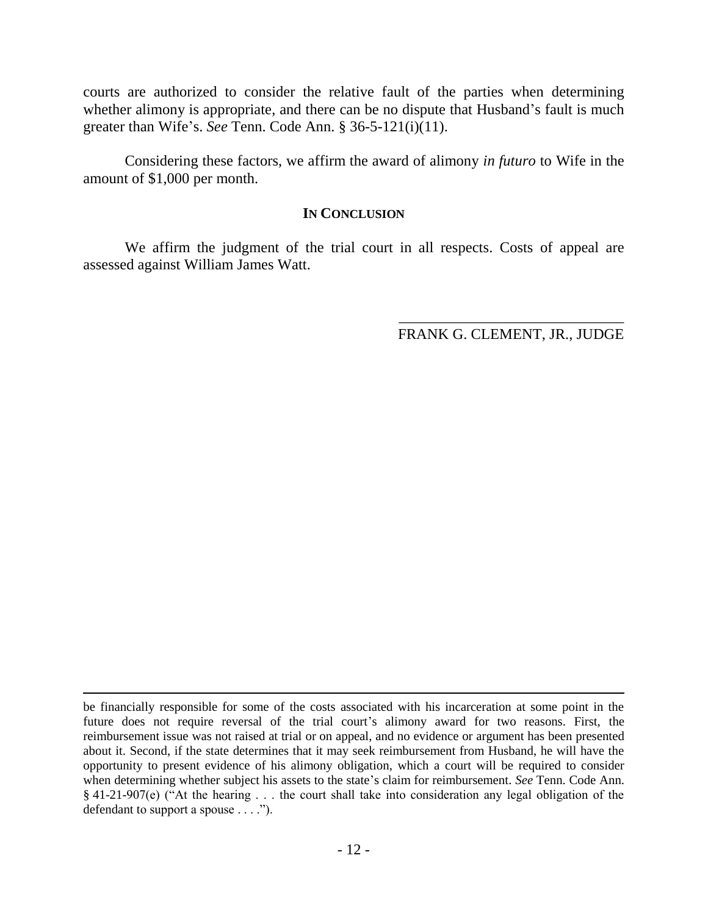courts are authorized to consider the relative fault of the parties when determining whether alimony is appropriate, and there can be no dispute that Husband's fault is much greater than Wife's. *See* Tenn. Code Ann. § 36-5-121(i)(11).

Considering these factors, we affirm the award of alimony *in futuro* to Wife in the amount of $1,000 per month.

## IN CONCLUSION

We affirm the judgment of the trial court in all respects. Costs of appeal are assessed against William James Watt.

\_\_\_\_\_\_\_\_\_\_\_\_\_\_\_\_\_\_\_\_\_\_\_\_\_\_\_\_\_\_
FRANK G. CLEMENT, JR., JUDGE

---

be financially responsible for some of the costs associated with his incarceration at some point in the future does not require reversal of the trial court's alimony award for two reasons. First, the reimbursement issue was not raised at trial or on appeal, and no evidence or argument has been presented about it. Second, if the state determines that it may seek reimbursement from Husband, he will have the opportunity to present evidence of his alimony obligation, which a court will be required to consider when determining whether subject his assets to the state's claim for reimbursement. *See* Tenn. Code Ann. § 41-21-907(e) ("At the hearing . . . the court shall take into consideration any legal obligation of the defendant to support a spouse . . . .").